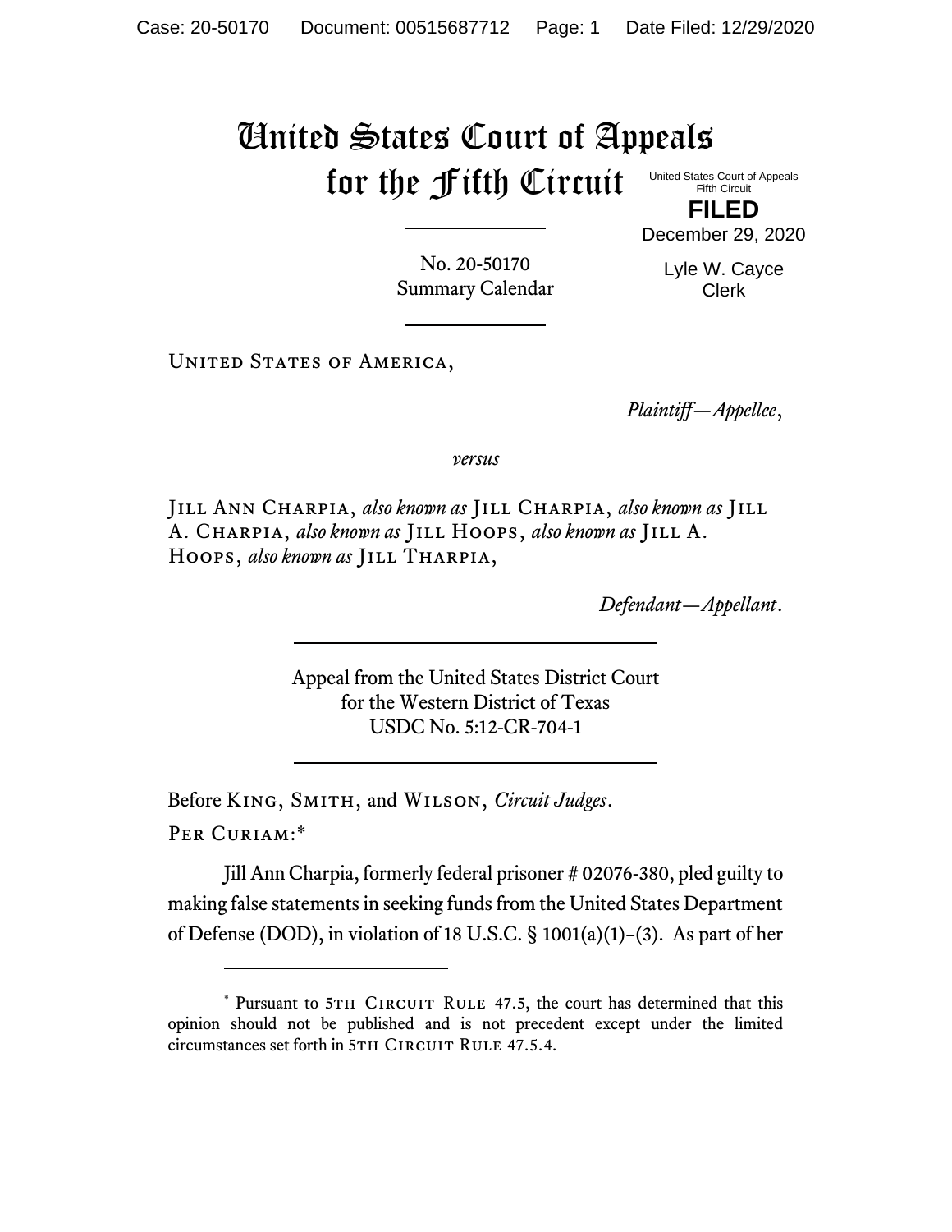# United States Court of Appeals for the Fifth Circuit

United States Court of Appeals
Fifth Circuit

**FILED**

December 29, 2020

Lyle W. Cayce
Clerk

---

No. 20-50170
Summary Calendar

---

United States of America,

*Plaintiff—Appellee*,

*versus*

Jill Ann Charpia, *also known as* Jill Charpia, *also known as* Jill A. Charpia, *also known as* Jill Hoops, *also known as* Jill A. Hoops, *also known as* Jill Tharpia,

*Defendant—Appellant*.

---

Appeal from the United States District Court
for the Western District of Texas
USDC No. 5:12-CR-704-1

---

Before King, Smith, and Wilson, *Circuit Judges*.

Per Curiam:*

Jill Ann Charpia, formerly federal prisoner # 02076-380, pled guilty to making false statements in seeking funds from the United States Department of Defense (DOD), in violation of 18 U.S.C. § 1001(a)(1)–(3). As part of her

---

\* Pursuant to 5th Circuit Rule 47.5, the court has determined that this opinion should not be published and is not precedent except under the limited circumstances set forth in 5th Circuit Rule 47.5.4.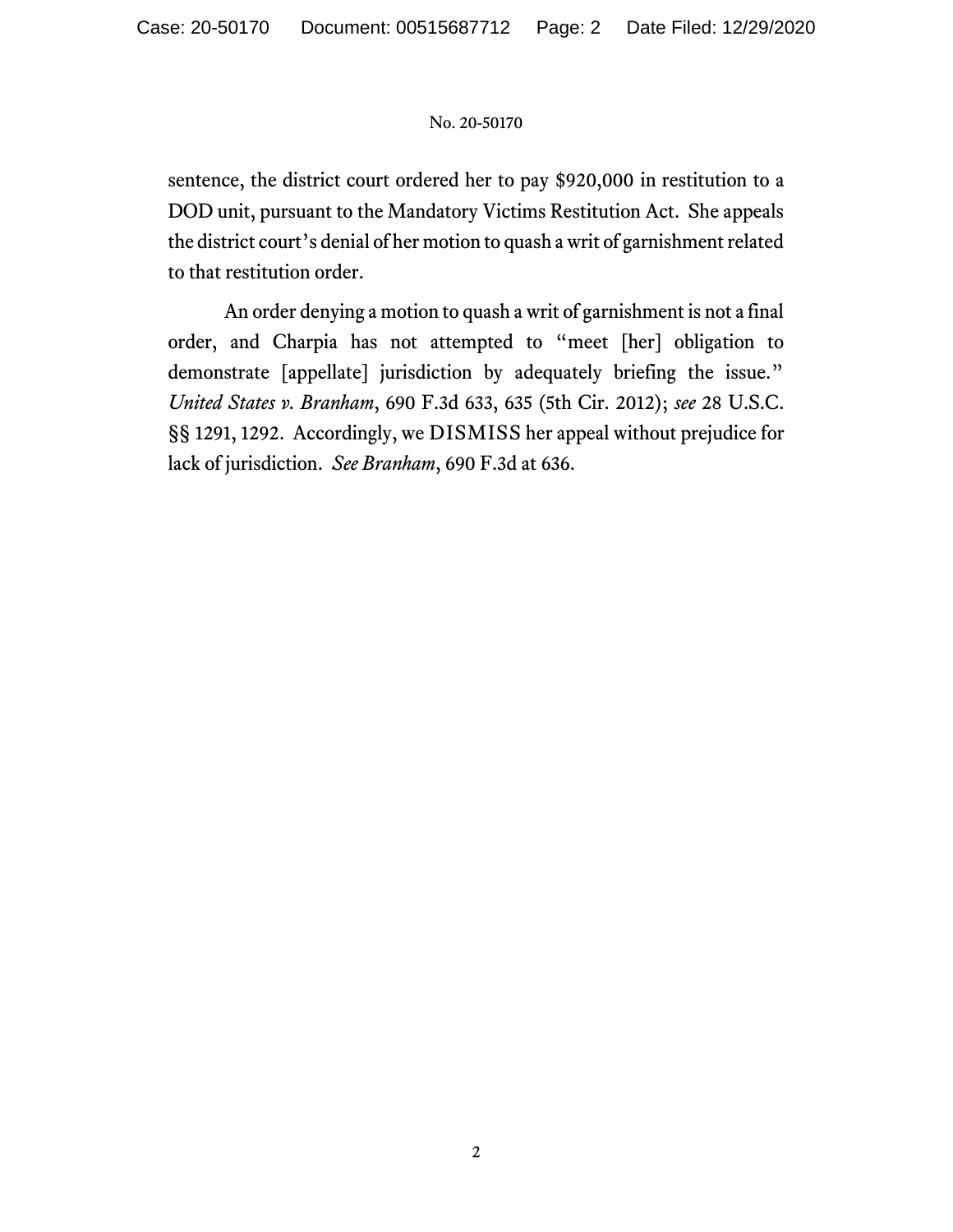sentence, the district court ordered her to pay $920,000 in restitution to a DOD unit, pursuant to the Mandatory Victims Restitution Act. She appeals the district court's denial of her motion to quash a writ of garnishment related to that restitution order.

An order denying a motion to quash a writ of garnishment is not a final order, and Charpia has not attempted to "meet [her] obligation to demonstrate [appellate] jurisdiction by adequately briefing the issue." *United States v. Branham*, 690 F.3d 633, 635 (5th Cir. 2012); *see* 28 U.S.C. §§ 1291, 1292. Accordingly, we DISMISS her appeal without prejudice for lack of jurisdiction. *See Branham*, 690 F.3d at 636.